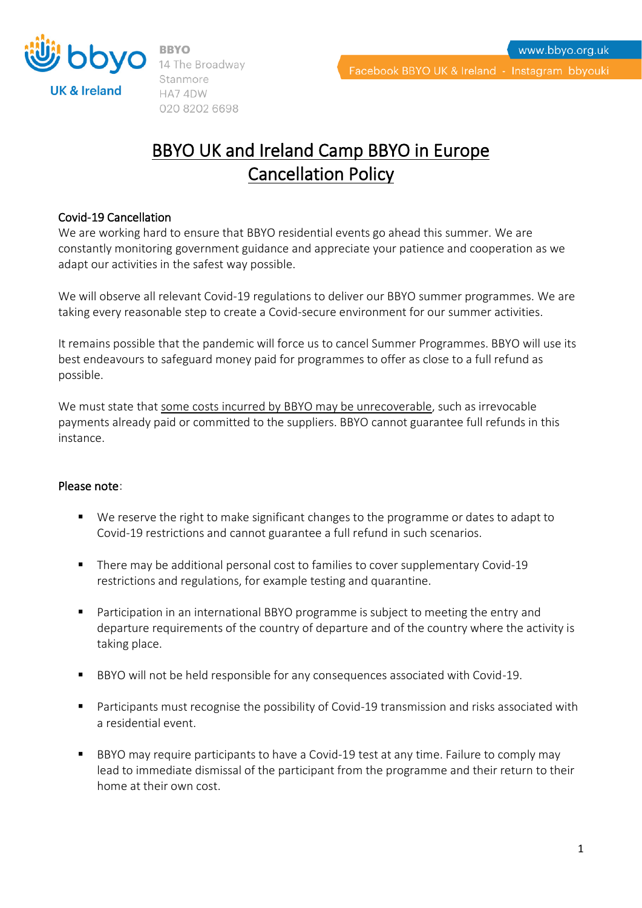BBYO
14 The Broadway
Stanmore
HA7 4DW
020 8202 6698

www.bbyo.org.uk

Facebook BBYO UK & Ireland - Instagram bbyouki

# BBYO UK and Ireland Camp BBYO in Europe Cancellation Policy

## Covid-19 Cancellation

We are working hard to ensure that BBYO residential events go ahead this summer. We are constantly monitoring government guidance and appreciate your patience and cooperation as we adapt our activities in the safest way possible.

We will observe all relevant Covid-19 regulations to deliver our BBYO summer programmes. We are taking every reasonable step to create a Covid-secure environment for our summer activities.

It remains possible that the pandemic will force us to cancel Summer Programmes. BBYO will use its best endeavours to safeguard money paid for programmes to offer as close to a full refund as possible.

We must state that some costs incurred by BBYO may be unrecoverable, such as irrevocable payments already paid or committed to the suppliers. BBYO cannot guarantee full refunds in this instance.

### Please note:

- We reserve the right to make significant changes to the programme or dates to adapt to Covid-19 restrictions and cannot guarantee a full refund in such scenarios.
- There may be additional personal cost to families to cover supplementary Covid-19 restrictions and regulations, for example testing and quarantine.
- Participation in an international BBYO programme is subject to meeting the entry and departure requirements of the country of departure and of the country where the activity is taking place.
- BBYO will not be held responsible for any consequences associated with Covid-19.
- Participants must recognise the possibility of Covid-19 transmission and risks associated with a residential event.
- BBYO may require participants to have a Covid-19 test at any time. Failure to comply may lead to immediate dismissal of the participant from the programme and their return to their home at their own cost.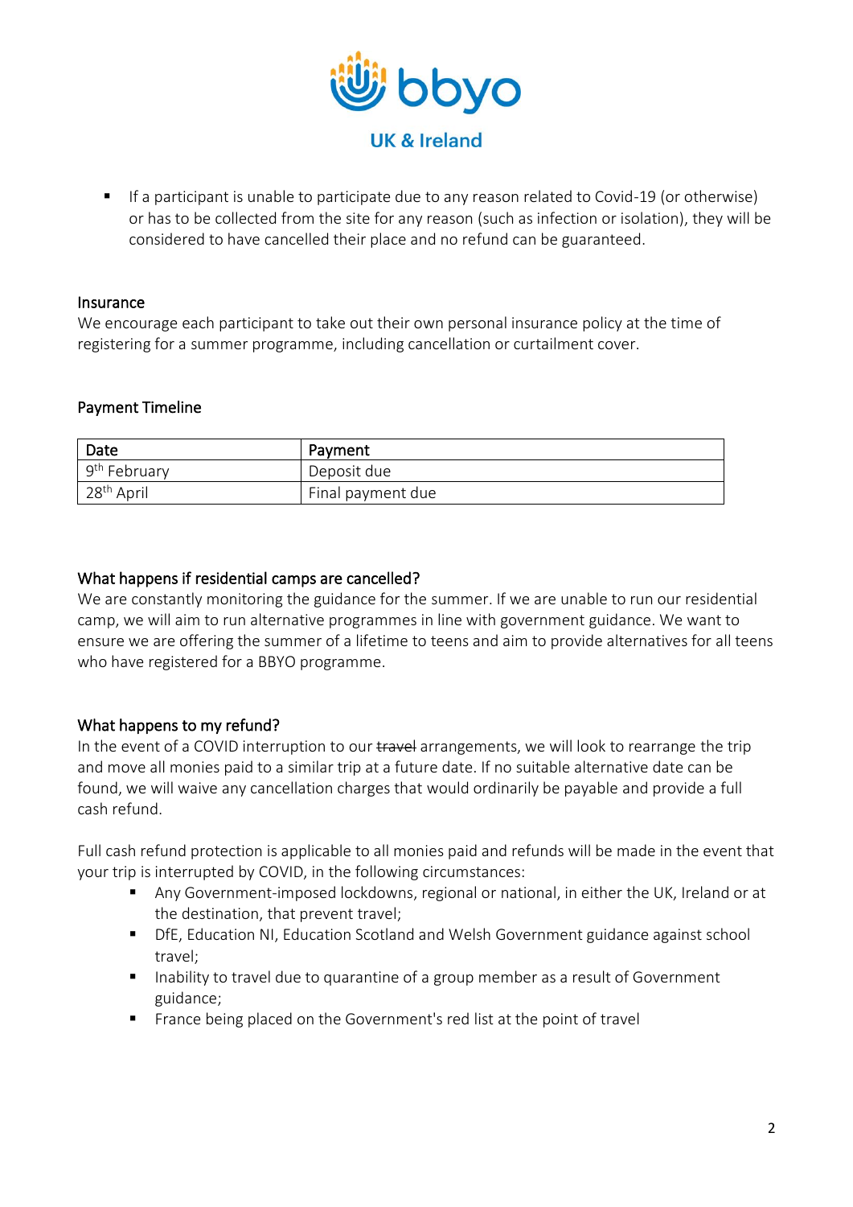- If a participant is unable to participate due to any reason related to Covid-19 (or otherwise) or has to be collected from the site for any reason (such as infection or isolation), they will be considered to have cancelled their place and no refund can be guaranteed.

## Insurance

We encourage each participant to take out their own personal insurance policy at the time of registering for a summer programme, including cancellation or curtailment cover.

## Payment Timeline

| Date | Payment |
| --- | --- |
| 9th February | Deposit due |
| 28th April | Final payment due |

## What happens if residential camps are cancelled?

We are constantly monitoring the guidance for the summer. If we are unable to run our residential camp, we will aim to run alternative programmes in line with government guidance. We want to ensure we are offering the summer of a lifetime to teens and aim to provide alternatives for all teens who have registered for a BBYO programme.

## What happens to my refund?

In the event of a COVID interruption to our ~~travel~~ arrangements, we will look to rearrange the trip and move all monies paid to a similar trip at a future date. If no suitable alternative date can be found, we will waive any cancellation charges that would ordinarily be payable and provide a full cash refund.

Full cash refund protection is applicable to all monies paid and refunds will be made in the event that your trip is interrupted by COVID, in the following circumstances:

- Any Government-imposed lockdowns, regional or national, in either the UK, Ireland or at the destination, that prevent travel;
- DfE, Education NI, Education Scotland and Welsh Government guidance against school travel;
- Inability to travel due to quarantine of a group member as a result of Government guidance;
- France being placed on the Government's red list at the point of travel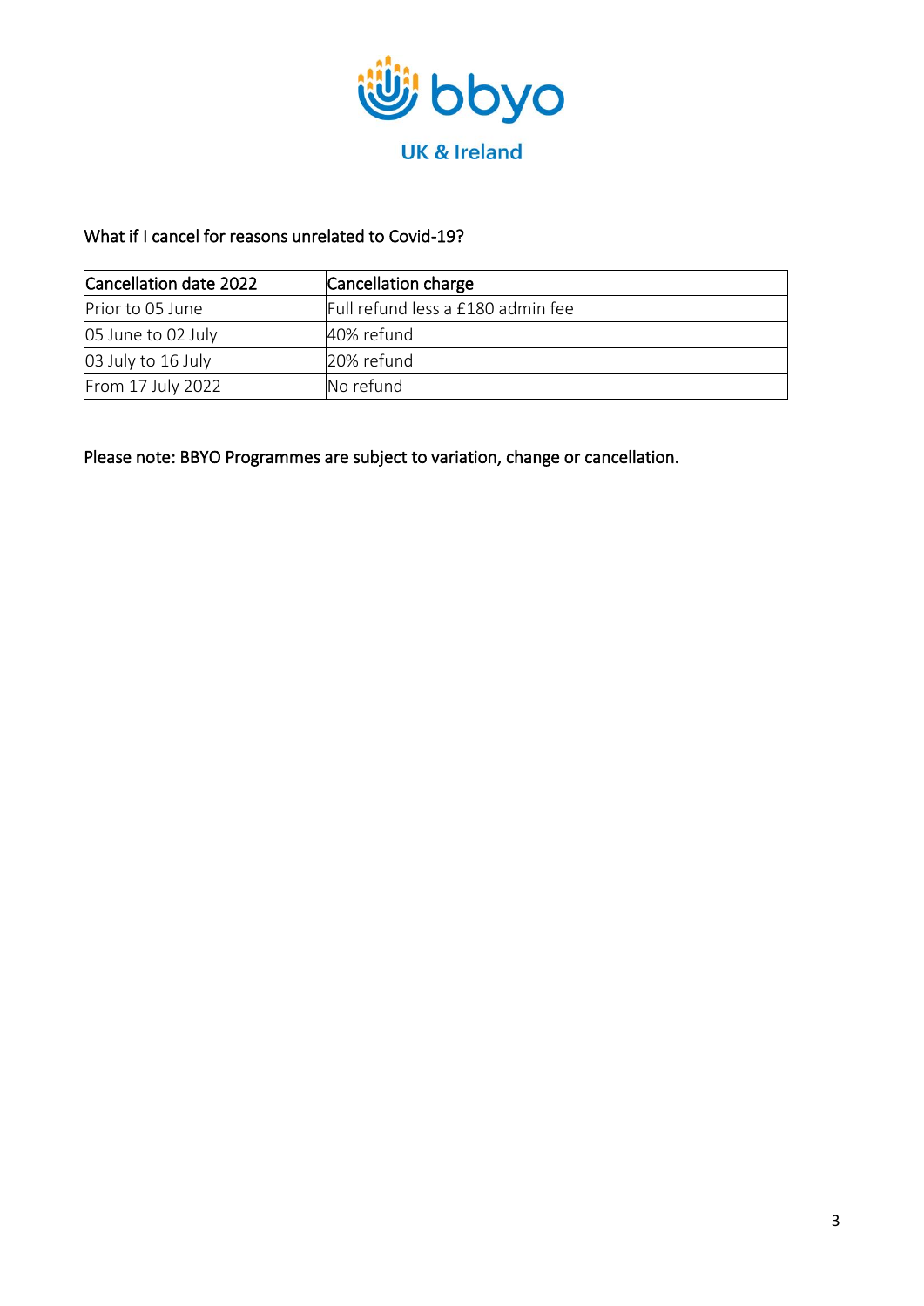bbyo

UK & Ireland

What if I cancel for reasons unrelated to Covid-19?

| Cancellation date 2022 | Cancellation charge |
|---|---|
| Prior to 05 June | Full refund less a £180 admin fee |
| 05 June to 02 July | 40% refund |
| 03 July to 16 July | 20% refund |
| From 17 July 2022 | No refund |

Please note: BBYO Programmes are subject to variation, change or cancellation.